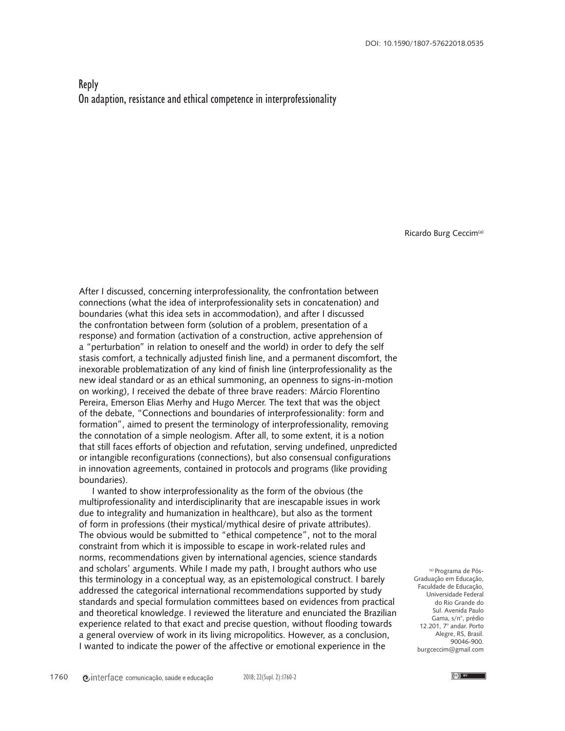DOI: 10.1590/1807-57622018.0535

# Reply

## On adaption, resistance and ethical competence in interprofessionality

Ricardo Burg Ceccim[a]

After I discussed, concerning interprofessionality, the confrontation between connections (what the idea of interprofessionality sets in concatenation) and boundaries (what this idea sets in accommodation), and after I discussed the confrontation between form (solution of a problem, presentation of a response) and formation (activation of a construction, active apprehension of a "perturbation" in relation to oneself and the world) in order to defy the self stasis comfort, a technically adjusted finish line, and a permanent discomfort, the inexorable problematization of any kind of finish line (interprofessionality as the new ideal standard or as an ethical summoning, an openness to signs-in-motion on working), I received the debate of three brave readers: Márcio Florentino Pereira, Emerson Elias Merhy and Hugo Mercer. The text that was the object of the debate, "Connections and boundaries of interprofessionality: form and formation", aimed to present the terminology of interprofessionality, removing the connotation of a simple neologism. After all, to some extent, it is a notion that still faces efforts of objection and refutation, serving undefined, unpredicted or intangible reconfigurations (connections), but also consensual configurations in innovation agreements, contained in protocols and programs (like providing boundaries).

I wanted to show interprofessionality as the form of the obvious (the multiprofessionality and interdisciplinarity that are inescapable issues in work due to integrality and humanization in healthcare), but also as the torment of form in professions (their mystical/mythical desire of private attributes). The obvious would be submitted to "ethical competence", not to the moral constraint from which it is impossible to escape in work-related rules and norms, recommendations given by international agencies, science standards and scholars' arguments. While I made my path, I brought authors who use this terminology in a conceptual way, as an epistemological construct. I barely addressed the categorical international recommendations supported by study standards and special formulation committees based on evidences from practical and theoretical knowledge. I reviewed the literature and enunciated the Brazilian experience related to that exact and precise question, without flooding towards a general overview of work in its living micropolitics. However, as a conclusion, I wanted to indicate the power of the affective or emotional experience in the

[a] Programa de Pós-Graduação em Educação, Faculdade de Educação, Universidade Federal do Rio Grande do Sul. Avenida Paulo Gama, s/nº, prédio 12.201, 7º andar. Porto Alegre, RS, Brasil. 90046-900. burgceccim@gmail.com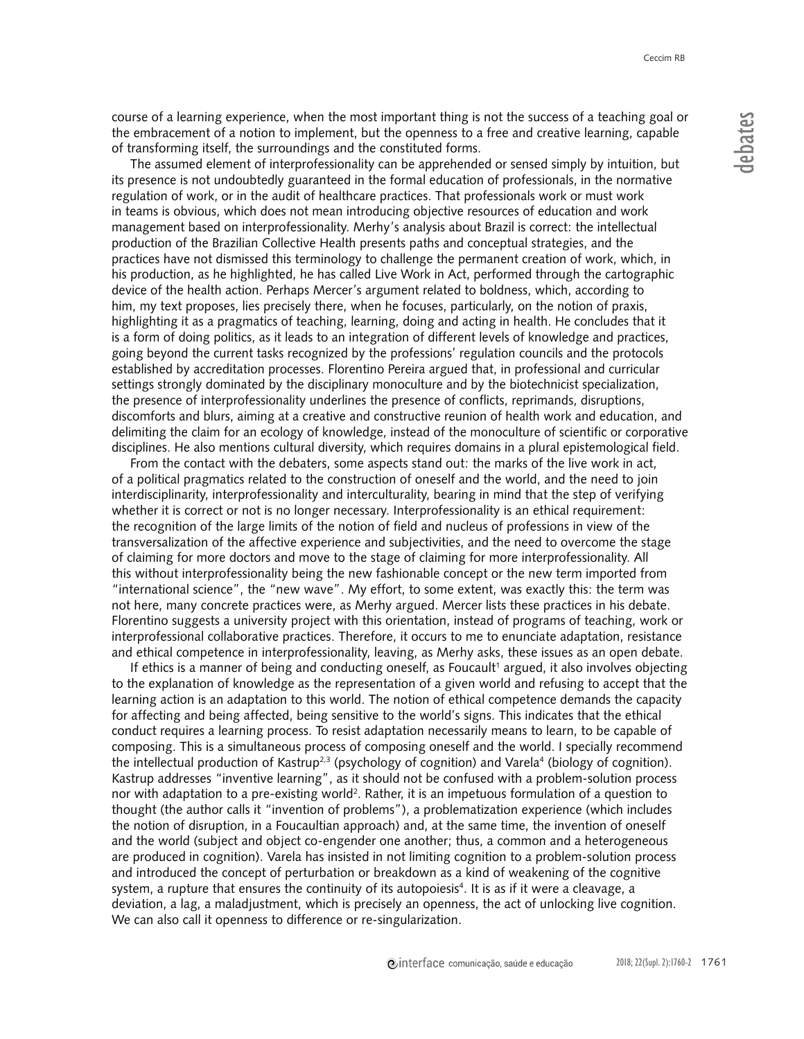course of a learning experience, when the most important thing is not the success of a teaching goal or the embracement of a notion to implement, but the openness to a free and creative learning, capable of transforming itself, the surroundings and the constituted forms.

The assumed element of interprofessionality can be apprehended or sensed simply by intuition, but its presence is not undoubtedly guaranteed in the formal education of professionals, in the normative regulation of work, or in the audit of healthcare practices. That professionals work or must work in teams is obvious, which does not mean introducing objective resources of education and work management based on interprofessionality. Merhy's analysis about Brazil is correct: the intellectual production of the Brazilian Collective Health presents paths and conceptual strategies, and the practices have not dismissed this terminology to challenge the permanent creation of work, which, in his production, as he highlighted, he has called Live Work in Act, performed through the cartographic device of the health action. Perhaps Mercer's argument related to boldness, which, according to him, my text proposes, lies precisely there, when he focuses, particularly, on the notion of praxis, highlighting it as a pragmatics of teaching, learning, doing and acting in health. He concludes that it is a form of doing politics, as it leads to an integration of different levels of knowledge and practices, going beyond the current tasks recognized by the professions' regulation councils and the protocols established by accreditation processes. Florentino Pereira argued that, in professional and curricular settings strongly dominated by the disciplinary monoculture and by the biotechnicist specialization, the presence of interprofessionality underlines the presence of conflicts, reprimands, disruptions, discomforts and blurs, aiming at a creative and constructive reunion of health work and education, and delimiting the claim for an ecology of knowledge, instead of the monoculture of scientific or corporative disciplines. He also mentions cultural diversity, which requires domains in a plural epistemological field.

From the contact with the debaters, some aspects stand out: the marks of the live work in act, of a political pragmatics related to the construction of oneself and the world, and the need to join interdisciplinarity, interprofessionality and interculturality, bearing in mind that the step of verifying whether it is correct or not is no longer necessary. Interprofessionality is an ethical requirement: the recognition of the large limits of the notion of field and nucleus of professions in view of the transversalization of the affective experience and subjectivities, and the need to overcome the stage of claiming for more doctors and move to the stage of claiming for more interprofessionality. All this without interprofessionality being the new fashionable concept or the new term imported from "international science", the "new wave". My effort, to some extent, was exactly this: the term was not here, many concrete practices were, as Merhy argued. Mercer lists these practices in his debate. Florentino suggests a university project with this orientation, instead of programs of teaching, work or interprofessional collaborative practices. Therefore, it occurs to me to enunciate adaptation, resistance and ethical competence in interprofessionality, leaving, as Merhy asks, these issues as an open debate.

If ethics is a manner of being and conducting oneself, as Foucault[1] argued, it also involves objecting to the explanation of knowledge as the representation of a given world and refusing to accept that the learning action is an adaptation to this world. The notion of ethical competence demands the capacity for affecting and being affected, being sensitive to the world's signs. This indicates that the ethical conduct requires a learning process. To resist adaptation necessarily means to learn, to be capable of composing. This is a simultaneous process of composing oneself and the world. I specially recommend the intellectual production of Kastrup[2,3] (psychology of cognition) and Varela[4] (biology of cognition). Kastrup addresses "inventive learning", as it should not be confused with a problem-solution process nor with adaptation to a pre-existing world[2]. Rather, it is an impetuous formulation of a question to thought (the author calls it "invention of problems"), a problematization experience (which includes the notion of disruption, in a Foucaultian approach) and, at the same time, the invention of oneself and the world (subject and object co-engender one another; thus, a common and a heterogeneous are produced in cognition). Varela has insisted in not limiting cognition to a problem-solution process and introduced the concept of perturbation or breakdown as a kind of weakening of the cognitive system, a rupture that ensures the continuity of its autopoiesis[4]. It is as if it were a cleavage, a deviation, a lag, a maladjustment, which is precisely an openness, the act of unlocking live cognition. We can also call it openness to difference or re-singularization.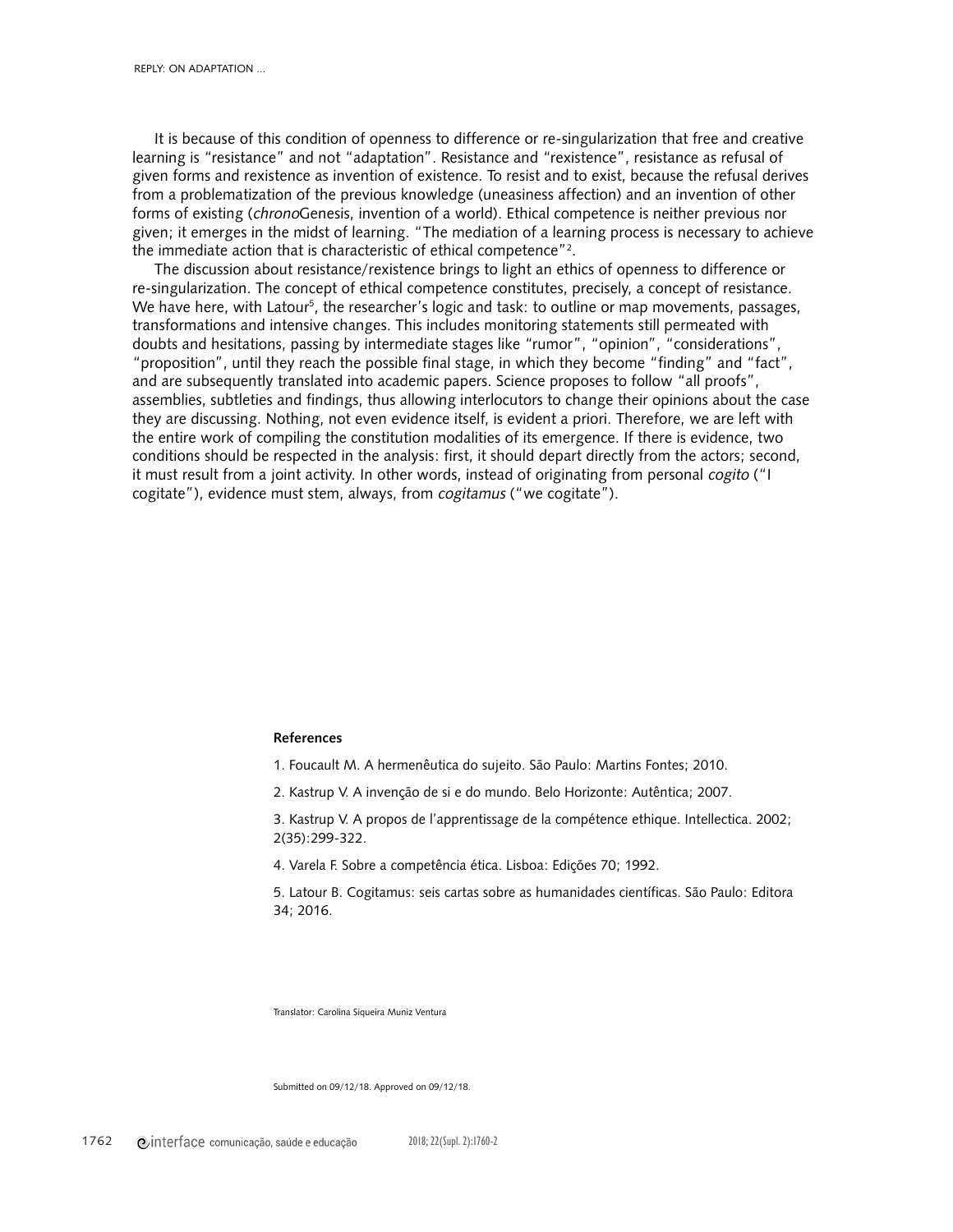It is because of this condition of openness to difference or re-singularization that free and creative learning is "resistance" and not "adaptation". Resistance and "rexistence", resistance as refusal of given forms and rexistence as invention of existence. To resist and to exist, because the refusal derives from a problematization of the previous knowledge (uneasiness affection) and an invention of other forms of existing (*chrono*Genesis, invention of a world). Ethical competence is neither previous nor given; it emerges in the midst of learning. "The mediation of a learning process is necessary to achieve the immediate action that is characteristic of ethical competence"[2].

The discussion about resistance/rexistence brings to light an ethics of openness to difference or re-singularization. The concept of ethical competence constitutes, precisely, a concept of resistance. We have here, with Latour[5], the researcher's logic and task: to outline or map movements, passages, transformations and intensive changes. This includes monitoring statements still permeated with doubts and hesitations, passing by intermediate stages like "rumor", "opinion", "considerations", "proposition", until they reach the possible final stage, in which they become "finding" and "fact", and are subsequently translated into academic papers. Science proposes to follow "all proofs", assemblies, subtleties and findings, thus allowing interlocutors to change their opinions about the case they are discussing. Nothing, not even evidence itself, is evident a priori. Therefore, we are left with the entire work of compiling the constitution modalities of its emergence. If there is evidence, two conditions should be respected in the analysis: first, it should depart directly from the actors; second, it must result from a joint activity. In other words, instead of originating from personal *cogito* ("I cogitate"), evidence must stem, always, from *cogitamus* ("we cogitate").

**References**

1. Foucault M. A hermenêutica do sujeito. São Paulo: Martins Fontes; 2010.

2. Kastrup V. A invenção de si e do mundo. Belo Horizonte: Autêntica; 2007.

3. Kastrup V. A propos de l'apprentissage de la compétence ethique. Intellectica. 2002; 2(35):299-322.

4. Varela F. Sobre a competência ética. Lisboa: Edições 70; 1992.

5. Latour B. Cogitamus: seis cartas sobre as humanidades científicas. São Paulo: Editora 34; 2016.

Translator: Carolina Siqueira Muniz Ventura

Submitted on 09/12/18. Approved on 09/12/18.